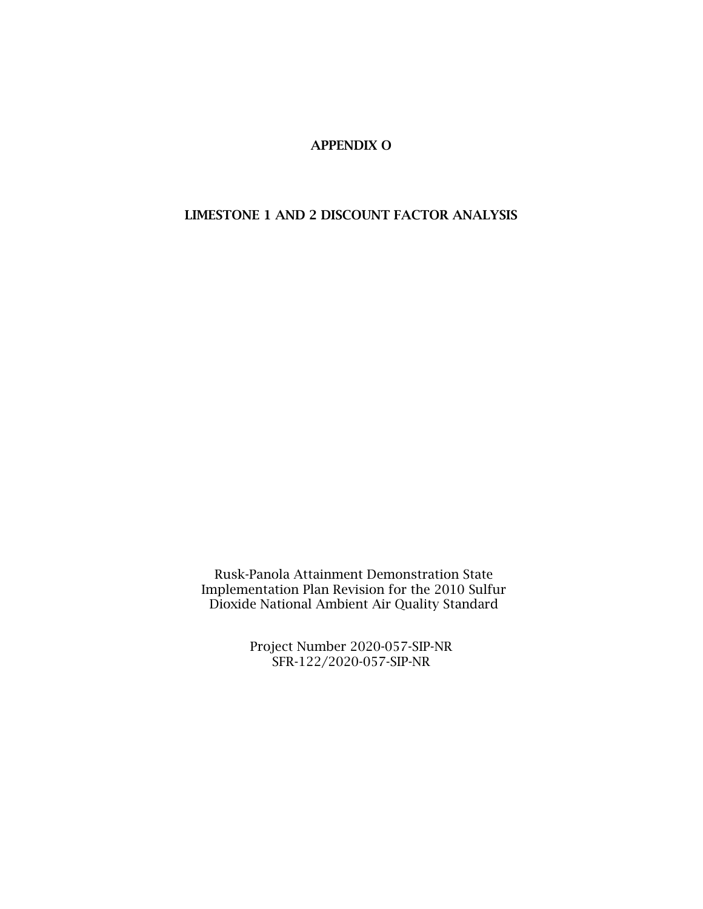# APPENDIX O

## LIMESTONE 1 AND 2 DISCOUNT FACTOR ANALYSIS

Rusk-Panola Attainment Demonstration State Implementation Plan Revision for the 2010 Sulfur Dioxide National Ambient Air Quality Standard

Project Number 2020-057-SIP-NR
SFR-122/2020-057-SIP-NR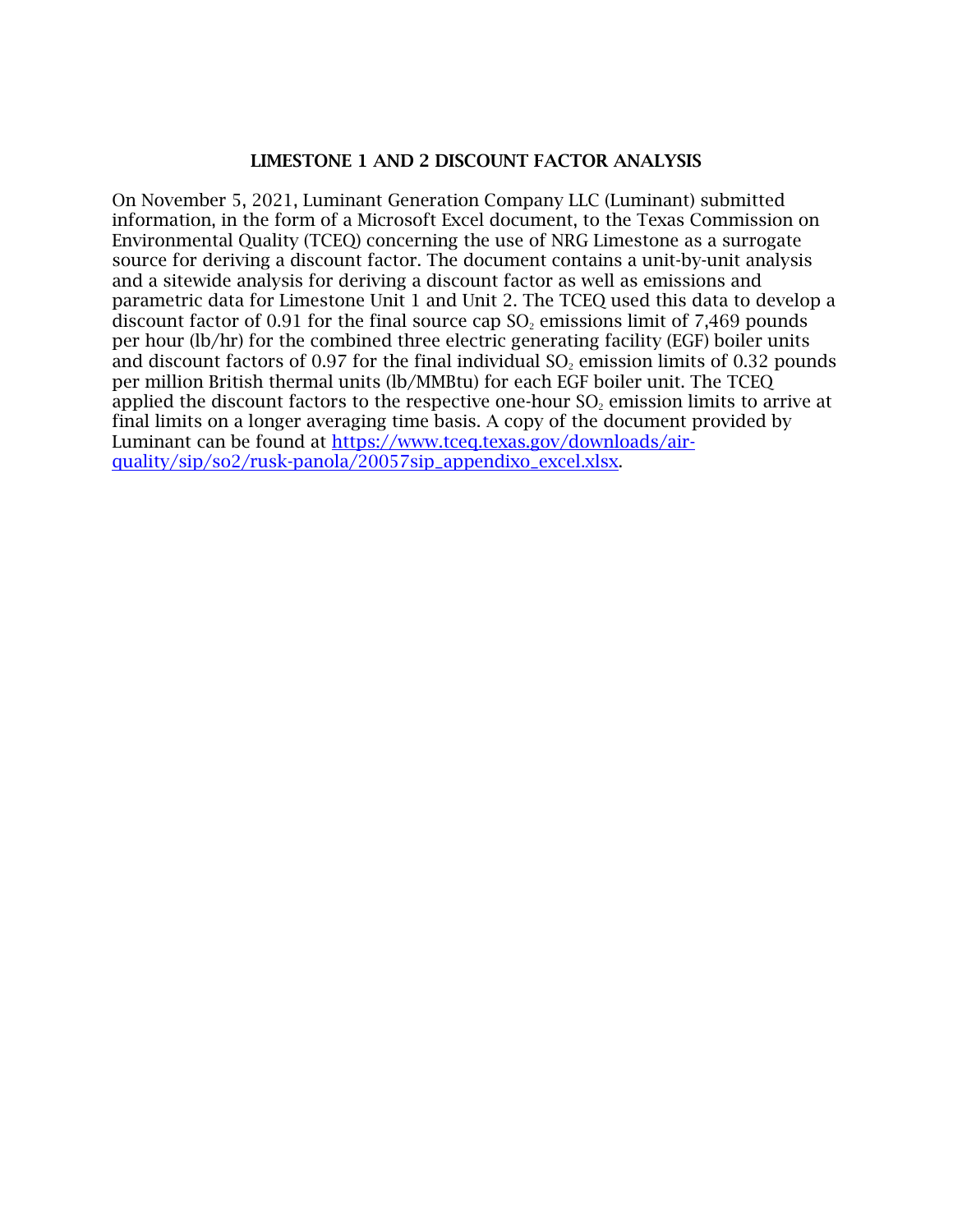# LIMESTONE 1 AND 2 DISCOUNT FACTOR ANALYSIS

On November 5, 2021, Luminant Generation Company LLC (Luminant) submitted information, in the form of a Microsoft Excel document, to the Texas Commission on Environmental Quality (TCEQ) concerning the use of NRG Limestone as a surrogate source for deriving a discount factor. The document contains a unit-by-unit analysis and a sitewide analysis for deriving a discount factor as well as emissions and parametric data for Limestone Unit 1 and Unit 2. The TCEQ used this data to develop a discount factor of 0.91 for the final source cap $SO_2$ emissions limit of 7,469 pounds per hour (lb/hr) for the combined three electric generating facility (EGF) boiler units and discount factors of 0.97 for the final individual $SO_2$ emission limits of 0.32 pounds per million British thermal units (lb/MMBtu) for each EGF boiler unit. The TCEQ applied the discount factors to the respective one-hour $SO_2$ emission limits to arrive at final limits on a longer averaging time basis. A copy of the document provided by Luminant can be found at [https://www.tceq.texas.gov/downloads/air-quality/sip/so2/rusk-panola/20057sip_appendixo_excel.xlsx](https://www.tceq.texas.gov/downloads/air-quality/sip/so2/rusk-panola/20057sip_appendixo_excel.xlsx).